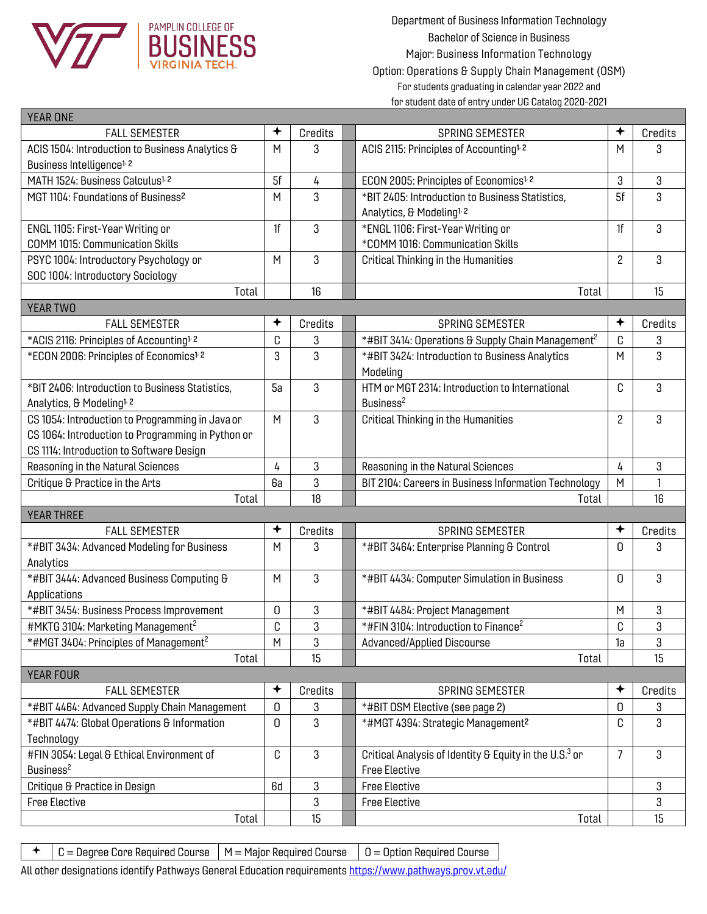PAMPLIN COLLEGE OF BUSINESS VIRGINIA TECH.

Department of Business Information Technology
Bachelor of Science in Business
Major: Business Information Technology
Option: Operations & Supply Chain Management (OSM)
For students graduating in calendar year 2022 and
for student date of entry under UG Catalog 2020-2021

| YEAR ONE | | | | | | |
|---|---|---|---|---|---|---|
| FALL SEMESTER | ✦ | Credits | | SPRING SEMESTER | ✦ | Credits |
| ACIS 1504: Introduction to Business Analytics & Business Intelligence[1, 2] | M | 3 | | ACIS 2115: Principles of Accounting[1, 2] | M | 3 |
| MATH 1524: Business Calculus[1, 2] | 5f | 4 | | ECON 2005: Principles of Economics[1, 2] | 3 | 3 |
| MGT 1104: Foundations of Business[2] | M | 3 | | *BIT 2405: Introduction to Business Statistics, Analytics, & Modeling[1, 2] | 5f | 3 |
| ENGL 1105: First-Year Writing or COMM 1015: Communication Skills | 1f | 3 | | *ENGL 1106: First-Year Writing or *COMM 1016: Communication Skills | 1f | 3 |
| PSYC 1004: Introductory Psychology or SOC 1004: Introductory Sociology | M | 3 | | Critical Thinking in the Humanities | 2 | 3 |
| Total | | 16 | | Total | | 15 |
| YEAR TWO | | | | | | |
| FALL SEMESTER | ✦ | Credits | | SPRING SEMESTER | ✦ | Credits |
| *ACIS 2116: Principles of Accounting[1, 2] | C | 3 | | *#BIT 3414: Operations & Supply Chain Management[2] | C | 3 |
| *ECON 2006: Principles of Economics[1, 2] | 3 | 3 | | *#BIT 3424: Introduction to Business Analytics Modeling | M | 3 |
| *BIT 2406: Introduction to Business Statistics, Analytics, & Modeling[1, 2] | 5a | 3 | | HTM or MGT 2314: Introduction to International Business[2] | C | 3 |
| CS 1054: Introduction to Programming in Java or CS 1064: Introduction to Programming in Python or CS 1114: Introduction to Software Design | M | 3 | | Critical Thinking in the Humanities | 2 | 3 |
| Reasoning in the Natural Sciences | 4 | 3 | | Reasoning in the Natural Sciences | 4 | 3 |
| Critique & Practice in the Arts | 6a | 3 | | BIT 2104: Careers in Business Information Technology | M | 1 |
| Total | | 18 | | Total | | 16 |
| YEAR THREE | | | | | | |
| FALL SEMESTER | ✦ | Credits | | SPRING SEMESTER | ✦ | Credits |
| *#BIT 3434: Advanced Modeling for Business Analytics | M | 3 | | *#BIT 3464: Enterprise Planning & Control | O | 3 |
| *#BIT 3444: Advanced Business Computing & Applications | M | 3 | | *#BIT 4434: Computer Simulation in Business | O | 3 |
| *#BIT 3454: Business Process Improvement | O | 3 | | *#BIT 4484: Project Management | M | 3 |
| #MKTG 3104: Marketing Management[2] | C | 3 | | *#FIN 3104: Introduction to Finance[2] | C | 3 |
| *#MGT 3404: Principles of Management[2] | M | 3 | | Advanced/Applied Discourse | 1a | 3 |
| Total | | 15 | | Total | | 15 |
| YEAR FOUR | | | | | | |
| FALL SEMESTER | ✦ | Credits | | SPRING SEMESTER | ✦ | Credits |
| *#BIT 4464: Advanced Supply Chain Management | O | 3 | | *#BIT OSM Elective (see page 2) | O | 3 |
| *#BIT 4474: Global Operations & Information Technology | O | 3 | | *#MGT 4394: Strategic Management[2] | C | 3 |
| #FIN 3054: Legal & Ethical Environment of Business[2] | C | 3 | | Critical Analysis of Identity & Equity in the U.S.[3] or Free Elective | 7 | 3 |
| Critique & Practice in Design | 6d | 3 | | Free Elective | | 3 |
| Free Elective | | 3 | | Free Elective | | 3 |
| Total | | 15 | | Total | | 15 |

| ✦ | C = Degree Core Required Course | M = Major Required Course | O = Option Required Course |
|---|---|---|---|

All other designations identify Pathways General Education requirements https://www.pathways.prov.vt.edu/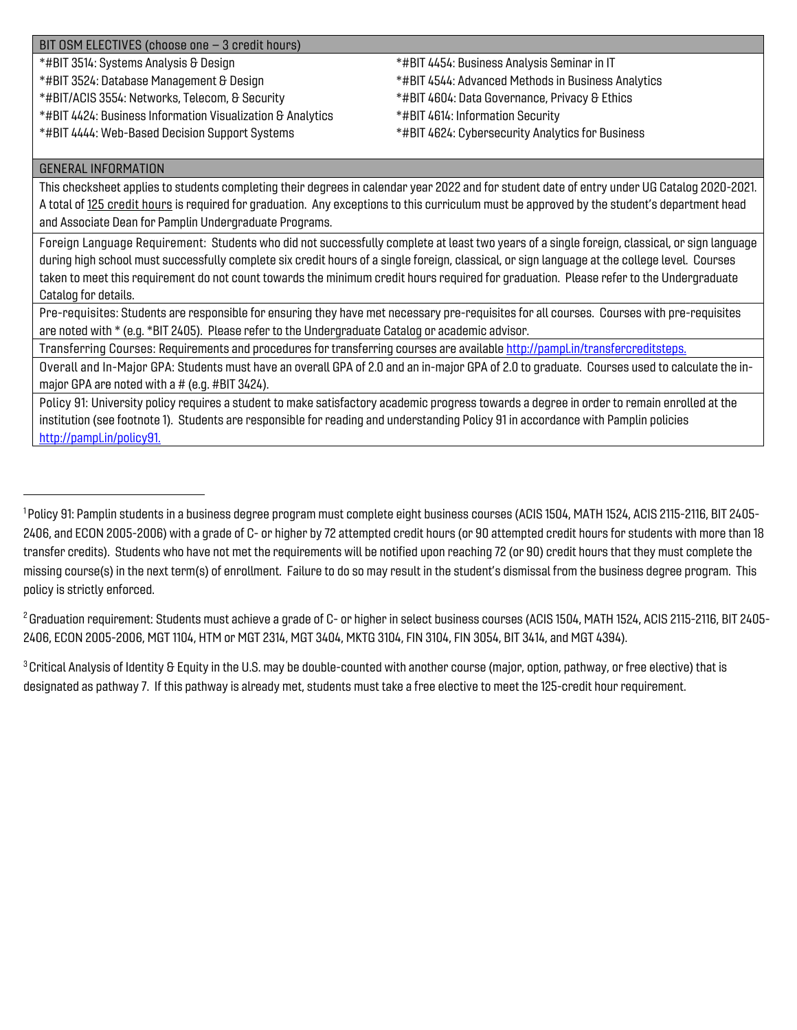## BIT OSM ELECTIVES (choose one – 3 credit hours)

| | |
|---|---|
| *#BIT 3514: Systems Analysis & Design | *#BIT 4454: Business Analysis Seminar in IT |
| *#BIT 3524: Database Management & Design | *#BIT 4544: Advanced Methods in Business Analytics |
| *#BIT/ACIS 3554: Networks, Telecom, & Security | *#BIT 4604: Data Governance, Privacy & Ethics |
| *#BIT 4424: Business Information Visualization & Analytics | *#BIT 4614: Information Security |
| *#BIT 4444: Web-Based Decision Support Systems | *#BIT 4624: Cybersecurity Analytics for Business |

## GENERAL INFORMATION

This checksheet applies to students completing their degrees in calendar year 2022 and for student date of entry under UG Catalog 2020-2021. A total of 125 credit hours is required for graduation. Any exceptions to this curriculum must be approved by the student's department head and Associate Dean for Pamplin Undergraduate Programs.

Foreign Language Requirement: Students who did not successfully complete at least two years of a single foreign, classical, or sign language during high school must successfully complete six credit hours of a single foreign, classical, or sign language at the college level. Courses taken to meet this requirement do not count towards the minimum credit hours required for graduation. Please refer to the Undergraduate Catalog for details.

Pre-requisites: Students are responsible for ensuring they have met necessary pre-requisites for all courses. Courses with pre-requisites are noted with * (e.g. *BIT 2405). Please refer to the Undergraduate Catalog or academic advisor.

Transferring Courses: Requirements and procedures for transferring courses are available http://pampl.in/transfercreditsteps.

Overall and In-Major GPA: Students must have an overall GPA of 2.0 and an in-major GPA of 2.0 to graduate. Courses used to calculate the in-major GPA are noted with a # (e.g. #BIT 3424).

Policy 91: University policy requires a student to make satisfactory academic progress towards a degree in order to remain enrolled at the institution (see footnote 1). Students are responsible for reading and understanding Policy 91 in accordance with Pamplin policies http://pampl.in/policy91.

---

[1] Policy 91: Pamplin students in a business degree program must complete eight business courses (ACIS 1504, MATH 1524, ACIS 2115-2116, BIT 2405-2406, and ECON 2005-2006) with a grade of C- or higher by 72 attempted credit hours (or 90 attempted credit hours for students with more than 18 transfer credits). Students who have not met the requirements will be notified upon reaching 72 (or 90) credit hours that they must complete the missing course(s) in the next term(s) of enrollment. Failure to do so may result in the student's dismissal from the business degree program. This policy is strictly enforced.

[2] Graduation requirement: Students must achieve a grade of C- or higher in select business courses (ACIS 1504, MATH 1524, ACIS 2115-2116, BIT 2405-2406, ECON 2005-2006, MGT 1104, HTM or MGT 2314, MGT 3404, MKTG 3104, FIN 3104, FIN 3054, BIT 3414, and MGT 4394).

[3] Critical Analysis of Identity & Equity in the U.S. may be double-counted with another course (major, option, pathway, or free elective) that is designated as pathway 7. If this pathway is already met, students must take a free elective to meet the 125-credit hour requirement.